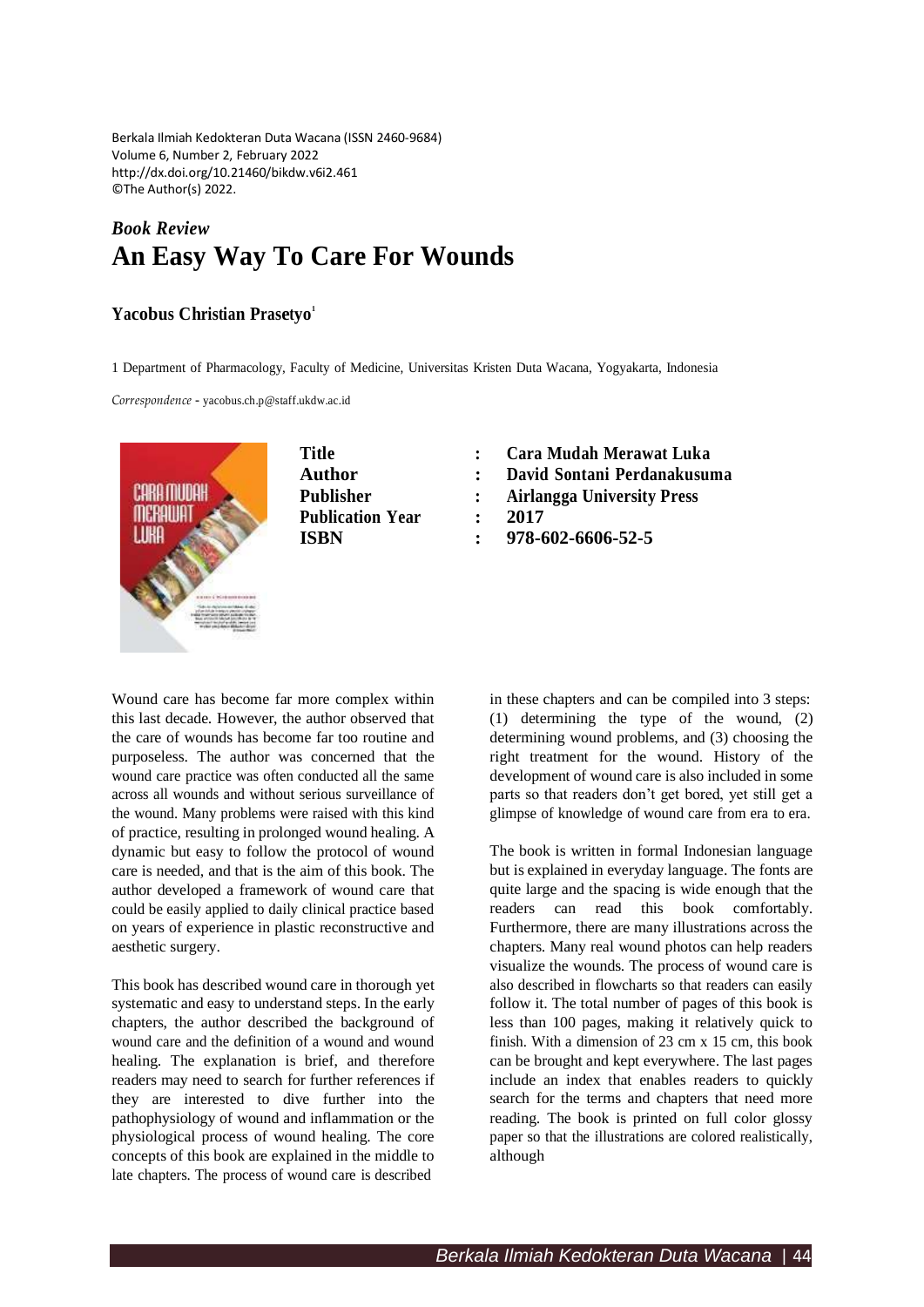Berkala Ilmiah Kedokteran Duta Wacana (ISSN 2460-9684)
Volume 6, Number 2, February 2022
http://dx.doi.org/10.21460/bikdw.v6i2.461
©The Author(s) 2022.

*Book Review*

# An Easy Way To Care For Wounds

**Yacobus Christian Prasetyo**[1]

1 Department of Pharmacology, Faculty of Medicine, Universitas Kristen Duta Wacana, Yogyakarta, Indonesia

*Correspondence* - yacobus.ch.p@staff.ukdw.ac.id

| | | |
|---|---|---|
| **Title** | **:** | **Cara Mudah Merawat Luka** |
| **Author** | **:** | **David Sontani Perdanakusuma** |
| **Publisher** | **:** | **Airlangga University Press** |
| **Publication Year** | **:** | **2017** |
| **ISBN** | **:** | **978-602-6606-52-5** |

Wound care has become far more complex within this last decade. However, the author observed that the care of wounds has become far too routine and purposeless. The author was concerned that the wound care practice was often conducted all the same across all wounds and without serious surveillance of the wound. Many problems were raised with this kind of practice, resulting in prolonged wound healing. A dynamic but easy to follow the protocol of wound care is needed, and that is the aim of this book. The author developed a framework of wound care that could be easily applied to daily clinical practice based on years of experience in plastic reconstructive and aesthetic surgery.

This book has described wound care in thorough yet systematic and easy to understand steps. In the early chapters, the author described the background of wound care and the definition of a wound and wound healing. The explanation is brief, and therefore readers may need to search for further references if they are interested to dive further into the pathophysiology of wound and inflammation or the physiological process of wound healing. The core concepts of this book are explained in the middle to late chapters. The process of wound care is described in these chapters and can be compiled into 3 steps: (1) determining the type of the wound, (2) determining wound problems, and (3) choosing the right treatment for the wound. History of the development of wound care is also included in some parts so that readers don't get bored, yet still get a glimpse of knowledge of wound care from era to era.

The book is written in formal Indonesian language but is explained in everyday language. The fonts are quite large and the spacing is wide enough that the readers can read this book comfortably. Furthermore, there are many illustrations across the chapters. Many real wound photos can help readers visualize the wounds. The process of wound care is also described in flowcharts so that readers can easily follow it. The total number of pages of this book is less than 100 pages, making it relatively quick to finish. With a dimension of 23 cm x 15 cm, this book can be brought and kept everywhere. The last pages include an index that enables readers to quickly search for the terms and chapters that need more reading. The book is printed on full color glossy paper so that the illustrations are colored realistically, although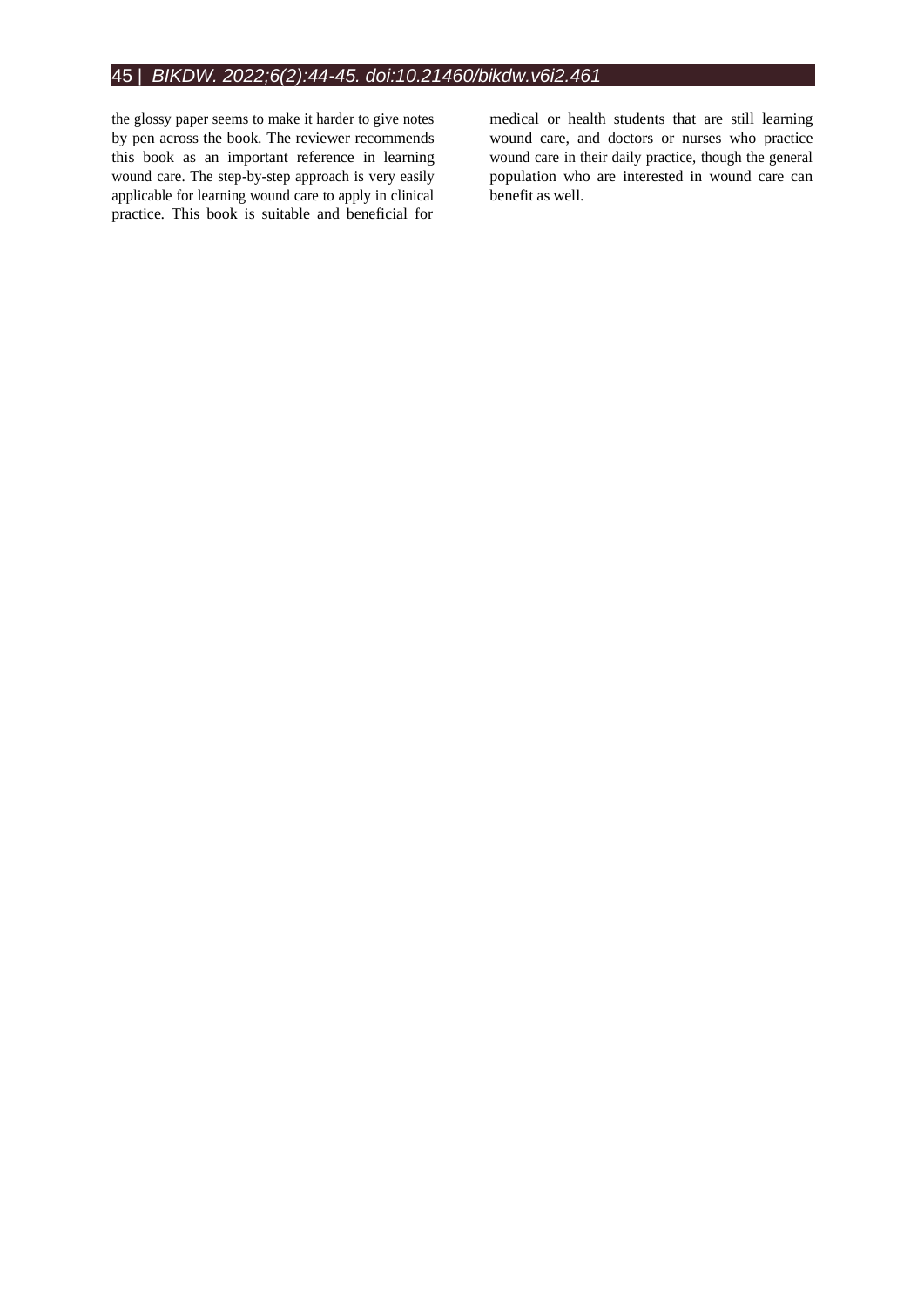the glossy paper seems to make it harder to give notes by pen across the book. The reviewer recommends this book as an important reference in learning wound care. The step-by-step approach is very easily applicable for learning wound care to apply in clinical practice. This book is suitable and beneficial for medical or health students that are still learning wound care, and doctors or nurses who practice wound care in their daily practice, though the general population who are interested in wound care can benefit as well.